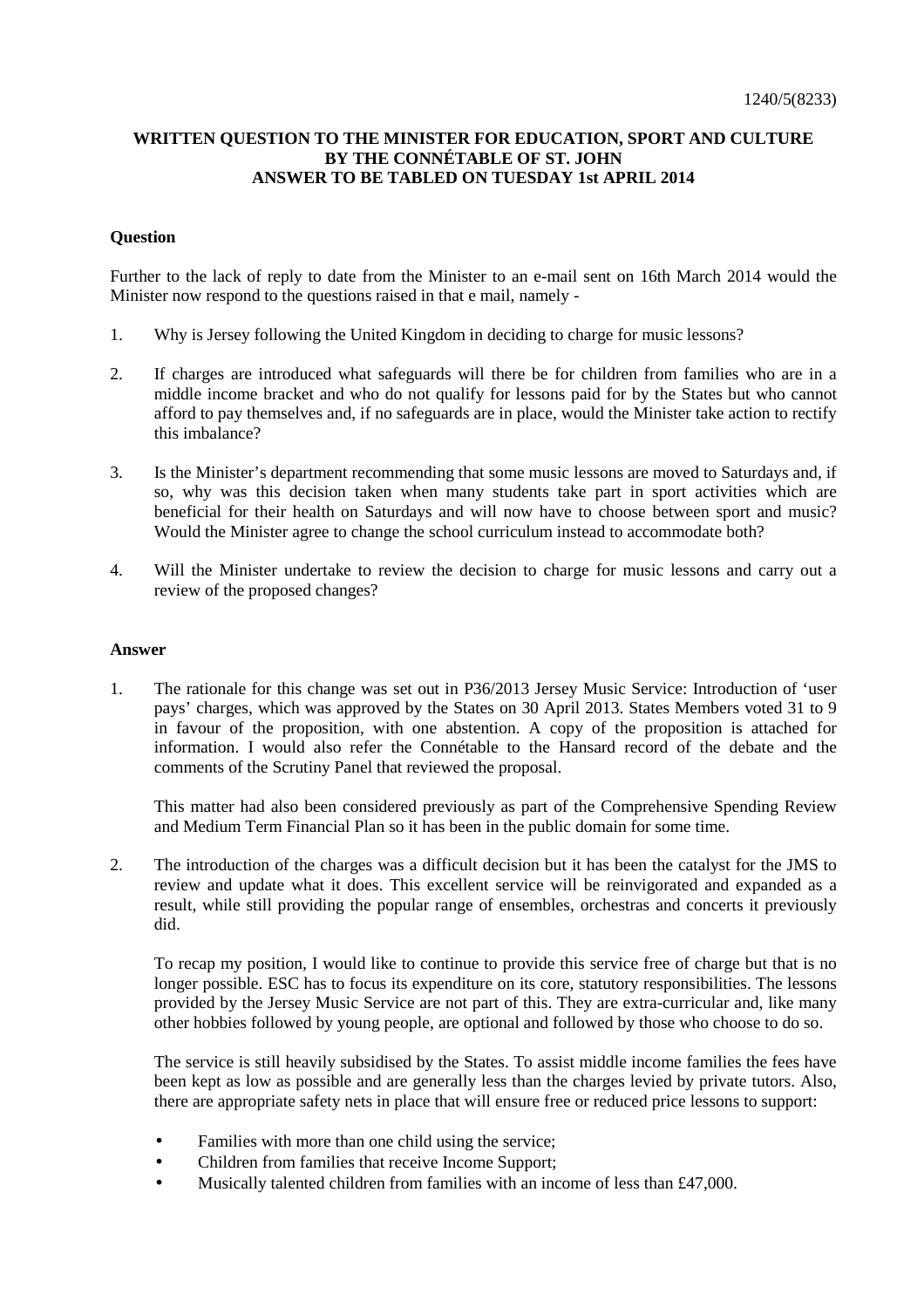1240/5(8233)

**WRITTEN QUESTION TO THE MINISTER FOR EDUCATION, SPORT AND CULTURE BY THE CONNÉTABLE OF ST. JOHN ANSWER TO BE TABLED ON TUESDAY 1st APRIL 2014**

**Question**

Further to the lack of reply to date from the Minister to an e-mail sent on 16th March 2014 would the Minister now respond to the questions raised in that e mail, namely -

1. Why is Jersey following the United Kingdom in deciding to charge for music lessons?

2. If charges are introduced what safeguards will there be for children from families who are in a middle income bracket and who do not qualify for lessons paid for by the States but who cannot afford to pay themselves and, if no safeguards are in place, would the Minister take action to rectify this imbalance?

3. Is the Minister's department recommending that some music lessons are moved to Saturdays and, if so, why was this decision taken when many students take part in sport activities which are beneficial for their health on Saturdays and will now have to choose between sport and music? Would the Minister agree to change the school curriculum instead to accommodate both?

4. Will the Minister undertake to review the decision to charge for music lessons and carry out a review of the proposed changes?

**Answer**

1. The rationale for this change was set out in P36/2013 Jersey Music Service: Introduction of 'user pays' charges, which was approved by the States on 30 April 2013. States Members voted 31 to 9 in favour of the proposition, with one abstention. A copy of the proposition is attached for information. I would also refer the Connétable to the Hansard record of the debate and the comments of the Scrutiny Panel that reviewed the proposal.

   This matter had also been considered previously as part of the Comprehensive Spending Review and Medium Term Financial Plan so it has been in the public domain for some time.

2. The introduction of the charges was a difficult decision but it has been the catalyst for the JMS to review and update what it does. This excellent service will be reinvigorated and expanded as a result, while still providing the popular range of ensembles, orchestras and concerts it previously did.

   To recap my position, I would like to continue to provide this service free of charge but that is no longer possible. ESC has to focus its expenditure on its core, statutory responsibilities. The lessons provided by the Jersey Music Service are not part of this. They are extra-curricular and, like many other hobbies followed by young people, are optional and followed by those who choose to do so.

   The service is still heavily subsidised by the States. To assist middle income families the fees have been kept as low as possible and are generally less than the charges levied by private tutors. Also, there are appropriate safety nets in place that will ensure free or reduced price lessons to support:

   - Families with more than one child using the service;
   - Children from families that receive Income Support;
   - Musically talented children from families with an income of less than £47,000.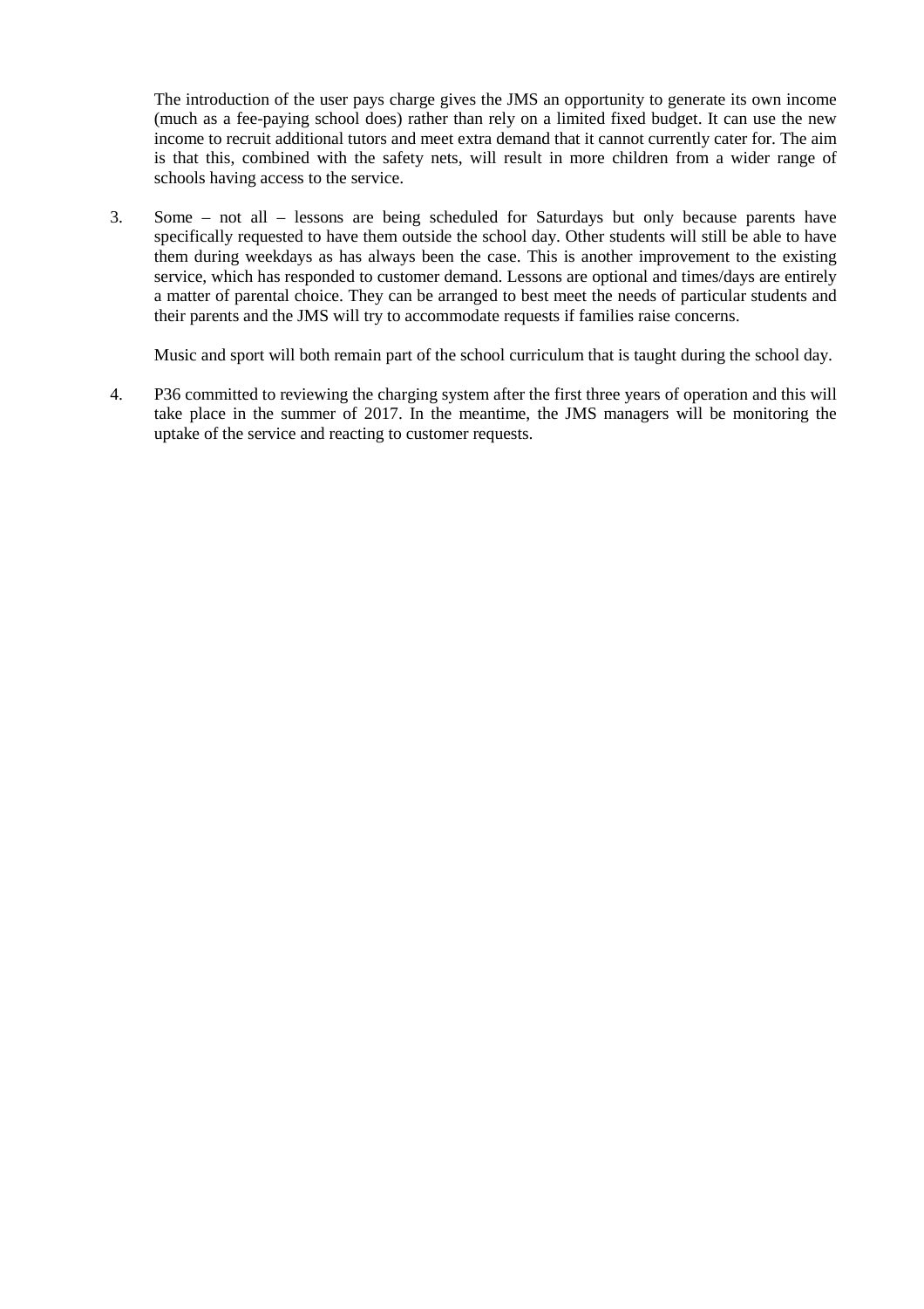The introduction of the user pays charge gives the JMS an opportunity to generate its own income (much as a fee-paying school does) rather than rely on a limited fixed budget. It can use the new income to recruit additional tutors and meet extra demand that it cannot currently cater for. The aim is that this, combined with the safety nets, will result in more children from a wider range of schools having access to the service.

3. Some – not all – lessons are being scheduled for Saturdays but only because parents have specifically requested to have them outside the school day. Other students will still be able to have them during weekdays as has always been the case. This is another improvement to the existing service, which has responded to customer demand. Lessons are optional and times/days are entirely a matter of parental choice. They can be arranged to best meet the needs of particular students and their parents and the JMS will try to accommodate requests if families raise concerns.

   Music and sport will both remain part of the school curriculum that is taught during the school day.

4. P36 committed to reviewing the charging system after the first three years of operation and this will take place in the summer of 2017. In the meantime, the JMS managers will be monitoring the uptake of the service and reacting to customer requests.